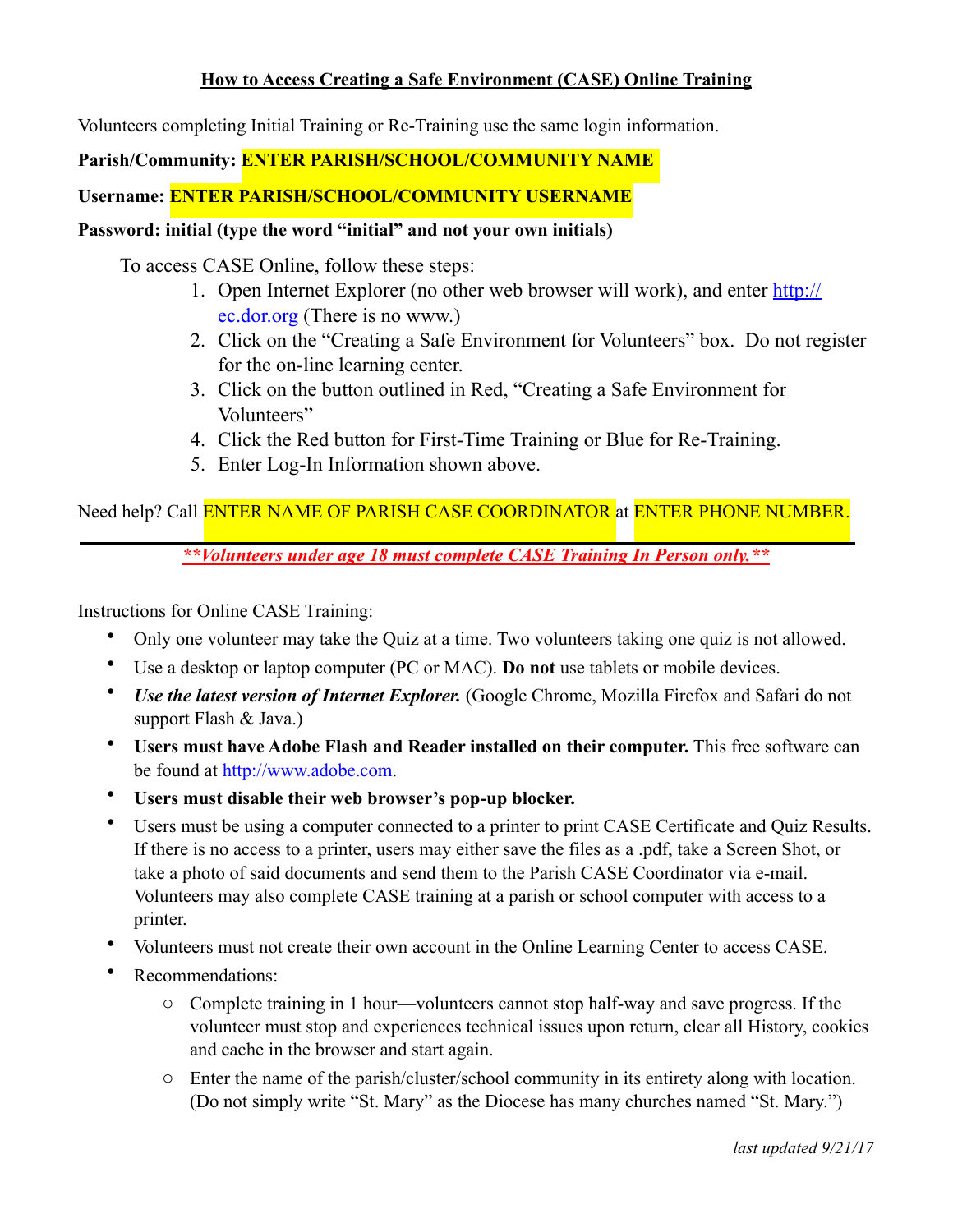# How to Access Creating a Safe Environment (CASE) Online Training

Volunteers completing Initial Training or Re-Training use the same login information.

**Parish/Community: ENTER PARISH/SCHOOL/COMMUNITY NAME**

**Username: ENTER PARISH/SCHOOL/COMMUNITY USERNAME**

**Password: initial (type the word "initial" and not your own initials)**

To access CASE Online, follow these steps:

1. Open Internet Explorer (no other web browser will work), and enter http://ec.dor.org (There is no www.)
2. Click on the "Creating a Safe Environment for Volunteers" box. Do not register for the on-line learning center.
3. Click on the button outlined in Red, "Creating a Safe Environment for Volunteers"
4. Click the Red button for First-Time Training or Blue for Re-Training.
5. Enter Log-In Information shown above.

Need help? Call ENTER NAME OF PARISH CASE COORDINATOR at ENTER PHONE NUMBER.

---

***\*\*Volunteers under age 18 must complete CASE Training In Person only.\*\****

Instructions for Online CASE Training:

- Only one volunteer may take the Quiz at a time. Two volunteers taking one quiz is not allowed.
- Use a desktop or laptop computer (PC or MAC). **Do not** use tablets or mobile devices.
- ***Use the latest version of Internet Explorer.*** (Google Chrome, Mozilla Firefox and Safari do not support Flash & Java.)
- **Users must have Adobe Flash and Reader installed on their computer.** This free software can be found at http://www.adobe.com.
- **Users must disable their web browser's pop-up blocker.**
- Users must be using a computer connected to a printer to print CASE Certificate and Quiz Results. If there is no access to a printer, users may either save the files as a .pdf, take a Screen Shot, or take a photo of said documents and send them to the Parish CASE Coordinator via e-mail. Volunteers may also complete CASE training at a parish or school computer with access to a printer.
- Volunteers must not create their own account in the Online Learning Center to access CASE.
- Recommendations:
  - Complete training in 1 hour—volunteers cannot stop half-way and save progress. If the volunteer must stop and experiences technical issues upon return, clear all History, cookies and cache in the browser and start again.
  - Enter the name of the parish/cluster/school community in its entirety along with location. (Do not simply write "St. Mary" as the Diocese has many churches named "St. Mary.")

*last updated 9/21/17*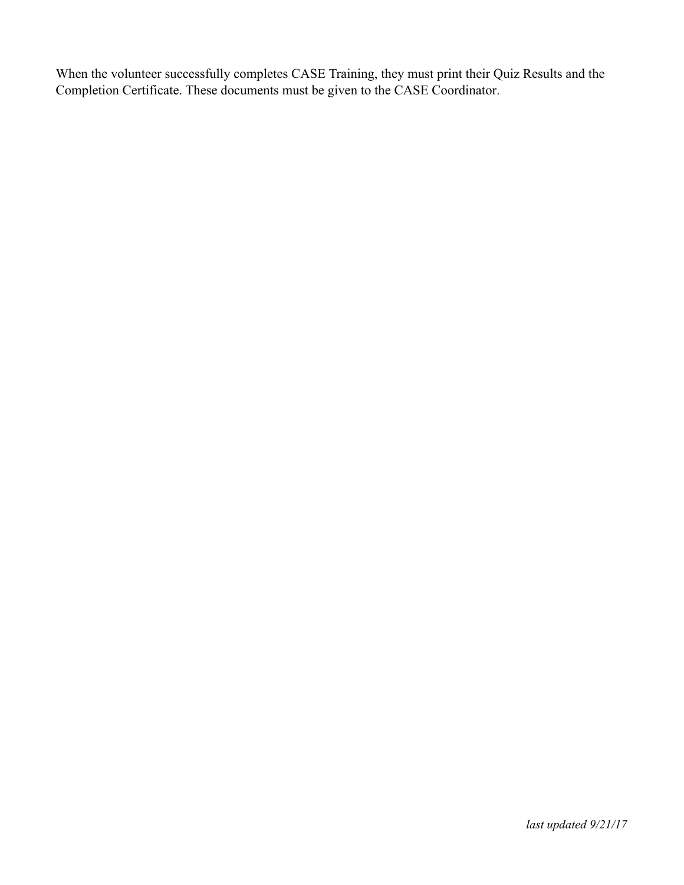When the volunteer successfully completes CASE Training, they must print their Quiz Results and the Completion Certificate. These documents must be given to the CASE Coordinator.

*last updated 9/21/17*